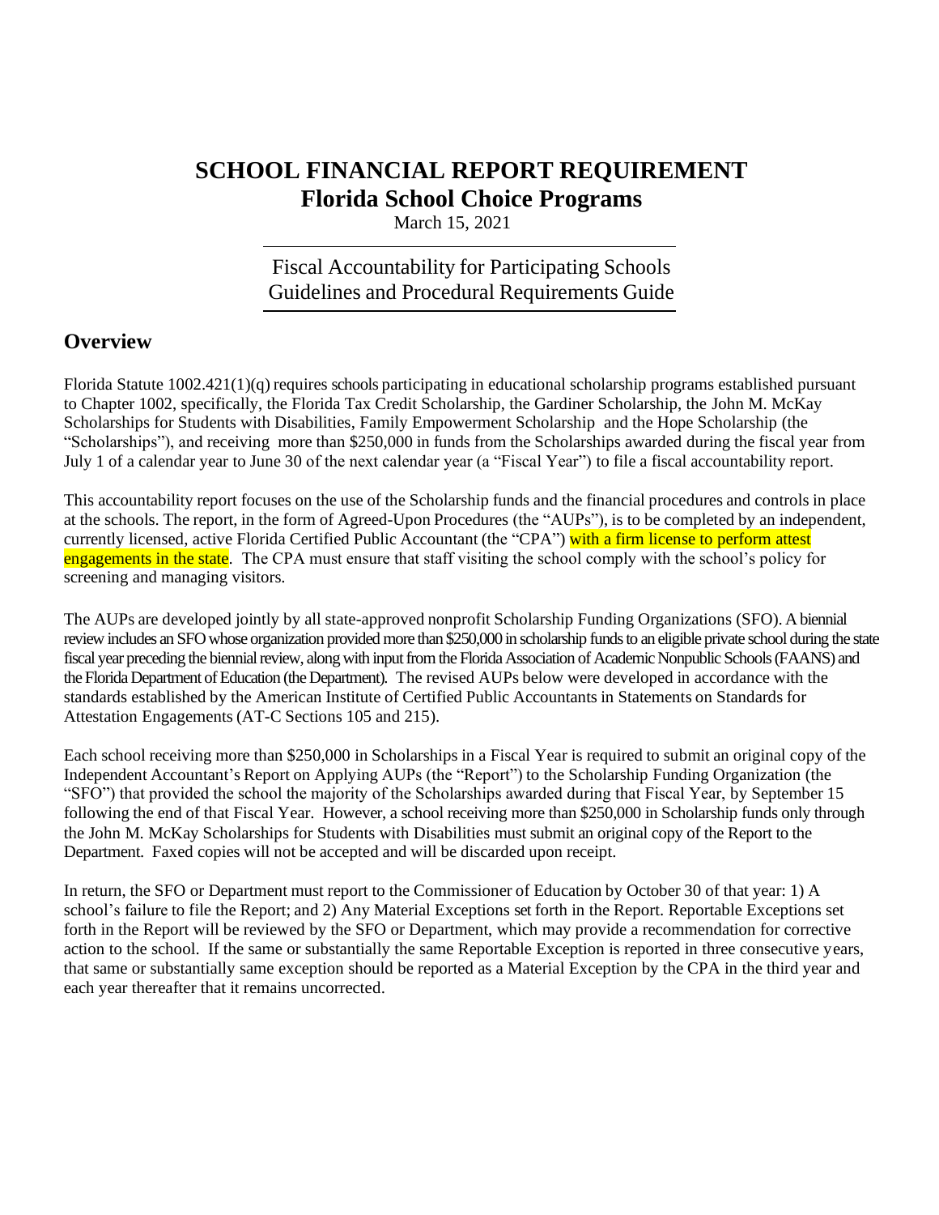# SCHOOL FINANCIAL REPORT REQUIREMENT

## Florida School Choice Programs

March 15, 2021

Fiscal Accountability for Participating Schools
Guidelines and Procedural Requirements Guide

## Overview

Florida Statute 1002.421(1)(q) requires schools participating in educational scholarship programs established pursuant to Chapter 1002, specifically, the Florida Tax Credit Scholarship, the Gardiner Scholarship, the John M. McKay Scholarships for Students with Disabilities, Family Empowerment Scholarship and the Hope Scholarship (the "Scholarships"), and receiving more than $250,000 in funds from the Scholarships awarded during the fiscal year from July 1 of a calendar year to June 30 of the next calendar year (a "Fiscal Year") to file a fiscal accountability report.

This accountability report focuses on the use of the Scholarship funds and the financial procedures and controls in place at the schools. The report, in the form of Agreed-Upon Procedures (the "AUPs"), is to be completed by an independent, currently licensed, active Florida Certified Public Accountant (the "CPA") with a firm license to perform attest engagements in the state. The CPA must ensure that staff visiting the school comply with the school's policy for screening and managing visitors.

The AUPs are developed jointly by all state-approved nonprofit Scholarship Funding Organizations (SFO). A biennial review includes an SFO whose organization provided more than $250,000 in scholarship funds to an eligible private school during the state fiscal year preceding the biennial review, along with input from the Florida Association of Academic Nonpublic Schools (FAANS) and the Florida Department of Education (the Department). The revised AUPs below were developed in accordance with the standards established by the American Institute of Certified Public Accountants in Statements on Standards for Attestation Engagements (AT-C Sections 105 and 215).

Each school receiving more than $250,000 in Scholarships in a Fiscal Year is required to submit an original copy of the Independent Accountant's Report on Applying AUPs (the "Report") to the Scholarship Funding Organization (the "SFO") that provided the school the majority of the Scholarships awarded during that Fiscal Year, by September 15 following the end of that Fiscal Year. However, a school receiving more than $250,000 in Scholarship funds only through the John M. McKay Scholarships for Students with Disabilities must submit an original copy of the Report to the Department. Faxed copies will not be accepted and will be discarded upon receipt.

In return, the SFO or Department must report to the Commissioner of Education by October 30 of that year: 1) A school's failure to file the Report; and 2) Any Material Exceptions set forth in the Report. Reportable Exceptions set forth in the Report will be reviewed by the SFO or Department, which may provide a recommendation for corrective action to the school. If the same or substantially the same Reportable Exception is reported in three consecutive years, that same or substantially same exception should be reported as a Material Exception by the CPA in the third year and each year thereafter that it remains uncorrected.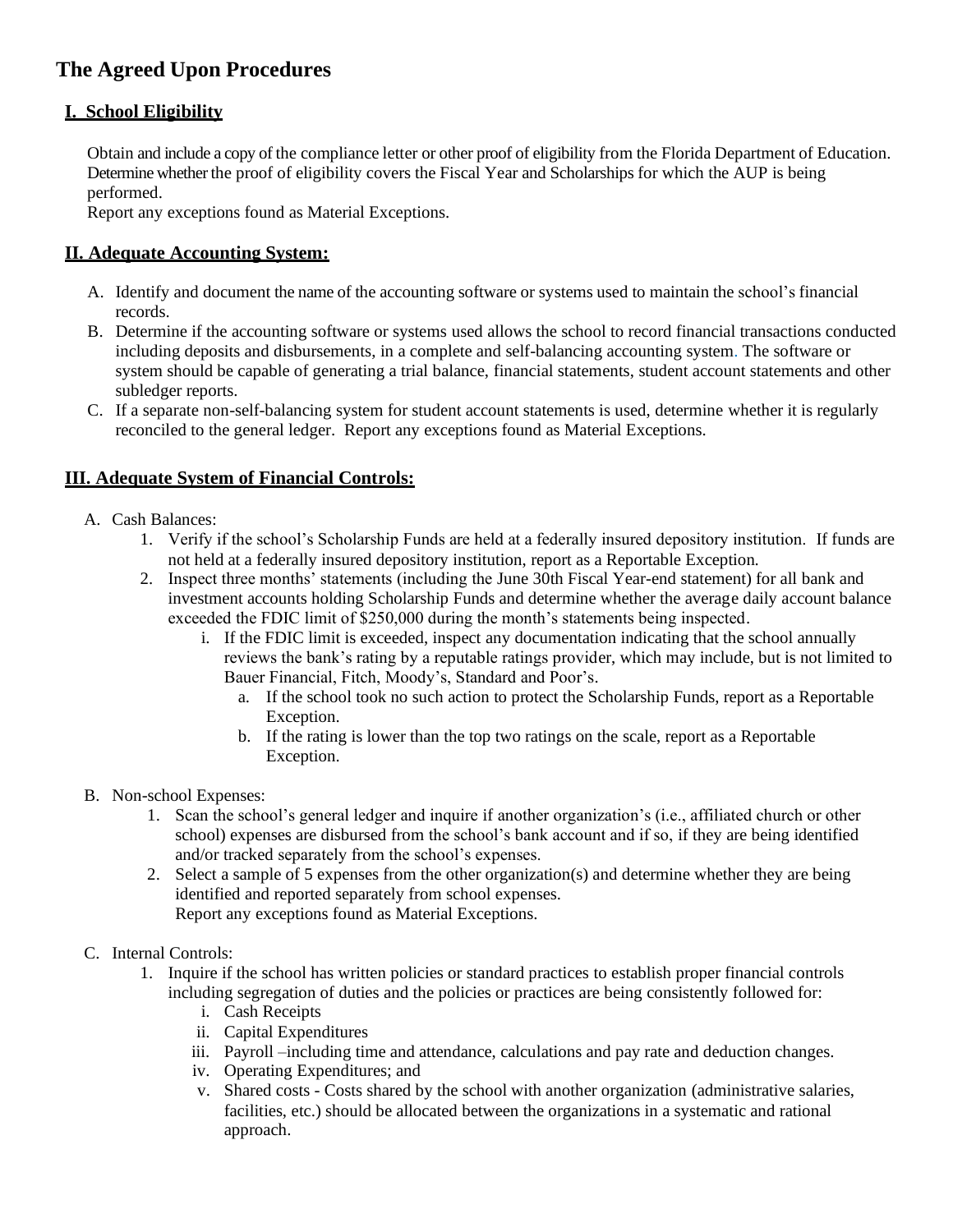# The Agreed Upon Procedures

## I. School Eligibility

Obtain and include a copy of the compliance letter or other proof of eligibility from the Florida Department of Education. Determine whether the proof of eligibility covers the Fiscal Year and Scholarships for which the AUP is being performed.
Report any exceptions found as Material Exceptions.

## II. Adequate Accounting System:

A. Identify and document the name of the accounting software or systems used to maintain the school's financial records.
B. Determine if the accounting software or systems used allows the school to record financial transactions conducted including deposits and disbursements, in a complete and self-balancing accounting system. The software or system should be capable of generating a trial balance, financial statements, student account statements and other subledger reports.
C. If a separate non-self-balancing system for student account statements is used, determine whether it is regularly reconciled to the general ledger. Report any exceptions found as Material Exceptions.

## III. Adequate System of Financial Controls:

A. Cash Balances:
   1. Verify if the school's Scholarship Funds are held at a federally insured depository institution. If funds are not held at a federally insured depository institution, report as a Reportable Exception.
   2. Inspect three months' statements (including the June 30th Fiscal Year-end statement) for all bank and investment accounts holding Scholarship Funds and determine whether the average daily account balance exceeded the FDIC limit of $250,000 during the month's statements being inspected.
      i. If the FDIC limit is exceeded, inspect any documentation indicating that the school annually reviews the bank's rating by a reputable ratings provider, which may include, but is not limited to Bauer Financial, Fitch, Moody's, Standard and Poor's.
         a. If the school took no such action to protect the Scholarship Funds, report as a Reportable Exception.
         b. If the rating is lower than the top two ratings on the scale, report as a Reportable Exception.

B. Non-school Expenses:
   1. Scan the school's general ledger and inquire if another organization's (i.e., affiliated church or other school) expenses are disbursed from the school's bank account and if so, if they are being identified and/or tracked separately from the school's expenses.
   2. Select a sample of 5 expenses from the other organization(s) and determine whether they are being identified and reported separately from school expenses.
      Report any exceptions found as Material Exceptions.

C. Internal Controls:
   1. Inquire if the school has written policies or standard practices to establish proper financial controls including segregation of duties and the policies or practices are being consistently followed for:
      i. Cash Receipts
      ii. Capital Expenditures
      iii. Payroll –including time and attendance, calculations and pay rate and deduction changes.
      iv. Operating Expenditures; and
      v. Shared costs - Costs shared by the school with another organization (administrative salaries, facilities, etc.) should be allocated between the organizations in a systematic and rational approach.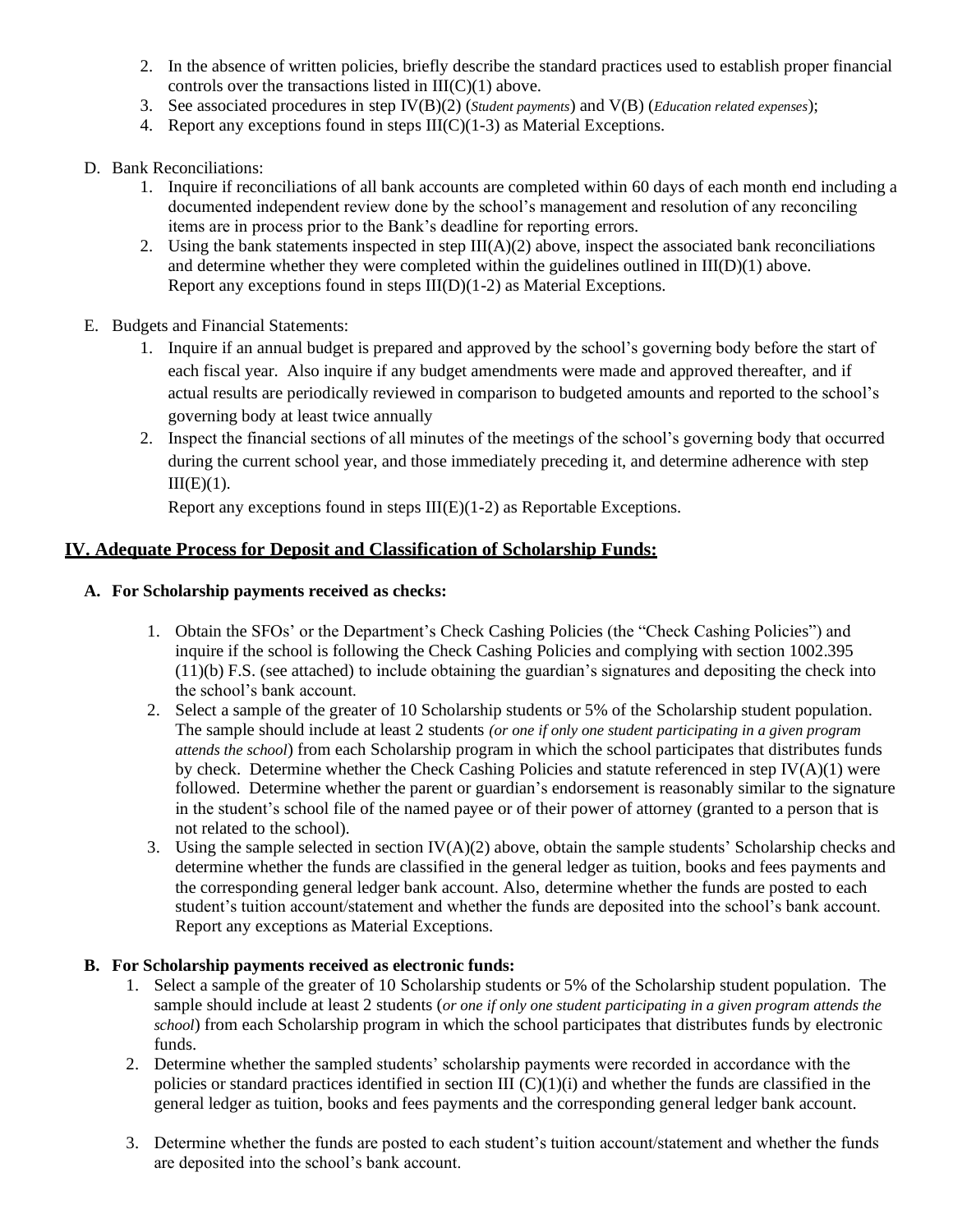2. In the absence of written policies, briefly describe the standard practices used to establish proper financial controls over the transactions listed in III(C)(1) above.
3. See associated procedures in step IV(B)(2) (*Student payments*) and V(B) (*Education related expenses*);
4. Report any exceptions found in steps III(C)(1-3) as Material Exceptions.

D. Bank Reconciliations:
   1. Inquire if reconciliations of all bank accounts are completed within 60 days of each month end including a documented independent review done by the school's management and resolution of any reconciling items are in process prior to the Bank's deadline for reporting errors.
   2. Using the bank statements inspected in step III(A)(2) above, inspect the associated bank reconciliations and determine whether they were completed within the guidelines outlined in III(D)(1) above. Report any exceptions found in steps III(D)(1-2) as Material Exceptions.

E. Budgets and Financial Statements:
   1. Inquire if an annual budget is prepared and approved by the school's governing body before the start of each fiscal year. Also inquire if any budget amendments were made and approved thereafter, and if actual results are periodically reviewed in comparison to budgeted amounts and reported to the school's governing body at least twice annually
   2. Inspect the financial sections of all minutes of the meetings of the school's governing body that occurred during the current school year, and those immediately preceding it, and determine adherence with step III(E)(1).

      Report any exceptions found in steps III(E)(1-2) as Reportable Exceptions.

## IV. Adequate Process for Deposit and Classification of Scholarship Funds:

### A. For Scholarship payments received as checks:

1. Obtain the SFOs' or the Department's Check Cashing Policies (the "Check Cashing Policies") and inquire if the school is following the Check Cashing Policies and complying with section 1002.395 (11)(b) F.S. (see attached) to include obtaining the guardian's signatures and depositing the check into the school's bank account.
2. Select a sample of the greater of 10 Scholarship students or 5% of the Scholarship student population. The sample should include at least 2 students *(or one if only one student participating in a given program attends the school*) from each Scholarship program in which the school participates that distributes funds by check. Determine whether the Check Cashing Policies and statute referenced in step IV(A)(1) were followed. Determine whether the parent or guardian's endorsement is reasonably similar to the signature in the student's school file of the named payee or of their power of attorney (granted to a person that is not related to the school).
3. Using the sample selected in section IV(A)(2) above, obtain the sample students' Scholarship checks and determine whether the funds are classified in the general ledger as tuition, books and fees payments and the corresponding general ledger bank account. Also, determine whether the funds are posted to each student's tuition account/statement and whether the funds are deposited into the school's bank account. Report any exceptions as Material Exceptions.

### B. For Scholarship payments received as electronic funds:

1. Select a sample of the greater of 10 Scholarship students or 5% of the Scholarship student population. The sample should include at least 2 students (*or one if only one student participating in a given program attends the school*) from each Scholarship program in which the school participates that distributes funds by electronic funds.
2. Determine whether the sampled students' scholarship payments were recorded in accordance with the policies or standard practices identified in section III (C)(1)(i) and whether the funds are classified in the general ledger as tuition, books and fees payments and the corresponding general ledger bank account.
3. Determine whether the funds are posted to each student's tuition account/statement and whether the funds are deposited into the school's bank account.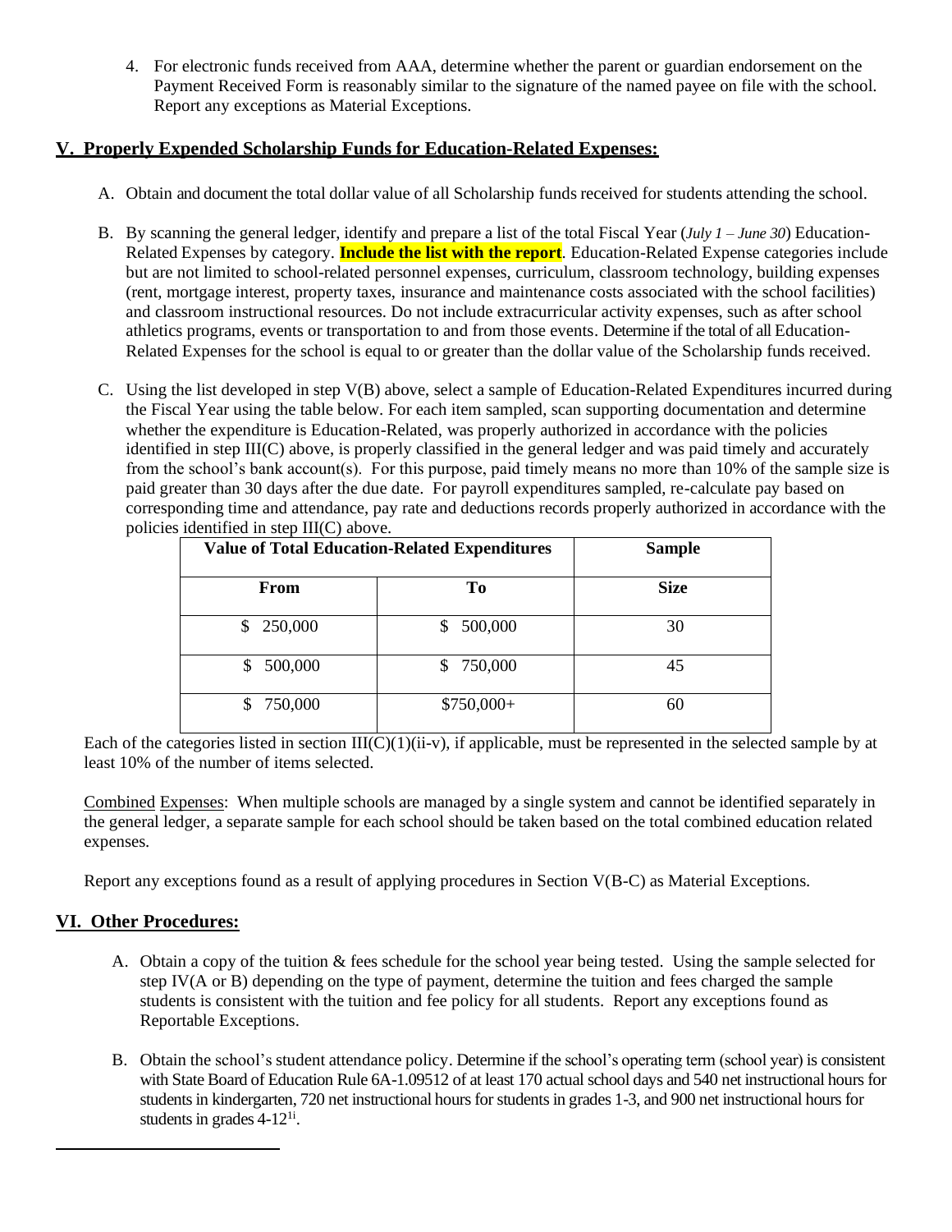4. For electronic funds received from AAA, determine whether the parent or guardian endorsement on the Payment Received Form is reasonably similar to the signature of the named payee on file with the school. Report any exceptions as Material Exceptions.

## V. Properly Expended Scholarship Funds for Education-Related Expenses:

A. Obtain and document the total dollar value of all Scholarship funds received for students attending the school.

B. By scanning the general ledger, identify and prepare a list of the total Fiscal Year (*July 1 – June 30*) Education-Related Expenses by category. **Include the list with the report**. Education-Related Expense categories include but are not limited to school-related personnel expenses, curriculum, classroom technology, building expenses (rent, mortgage interest, property taxes, insurance and maintenance costs associated with the school facilities) and classroom instructional resources. Do not include extracurricular activity expenses, such as after school athletics programs, events or transportation to and from those events. Determine if the total of all Education-Related Expenses for the school is equal to or greater than the dollar value of the Scholarship funds received.

C. Using the list developed in step V(B) above, select a sample of Education-Related Expenditures incurred during the Fiscal Year using the table below. For each item sampled, scan supporting documentation and determine whether the expenditure is Education-Related, was properly authorized in accordance with the policies identified in step III(C) above, is properly classified in the general ledger and was paid timely and accurately from the school's bank account(s). For this purpose, paid timely means no more than 10% of the sample size is paid greater than 30 days after the due date. For payroll expenditures sampled, re-calculate pay based on corresponding time and attendance, pay rate and deductions records properly authorized in accordance with the policies identified in step III(C) above.

| Value of Total Education-Related Expenditures | | Sample |
|---|---|---|
| From | To | Size |
| $ 250,000 | $ 500,000 | 30 |
| $ 500,000 | $ 750,000 | 45 |
| $ 750,000 | $750,000+ | 60 |

Each of the categories listed in section III(C)(1)(ii-v), if applicable, must be represented in the selected sample by at least 10% of the number of items selected.

Combined Expenses: When multiple schools are managed by a single system and cannot be identified separately in the general ledger, a separate sample for each school should be taken based on the total combined education related expenses.

Report any exceptions found as a result of applying procedures in Section V(B-C) as Material Exceptions.

## VI. Other Procedures:

A. Obtain a copy of the tuition & fees schedule for the school year being tested. Using the sample selected for step IV(A or B) depending on the type of payment, determine the tuition and fees charged the sample students is consistent with the tuition and fee policy for all students. Report any exceptions found as Reportable Exceptions.

B. Obtain the school's student attendance policy. Determine if the school's operating term (school year) is consistent with State Board of Education Rule 6A-1.09512 of at least 170 actual school days and 540 net instructional hours for students in kindergarten, 720 net instructional hours for students in grades 1-3, and 900 net instructional hours for students in grades 4-12[1i].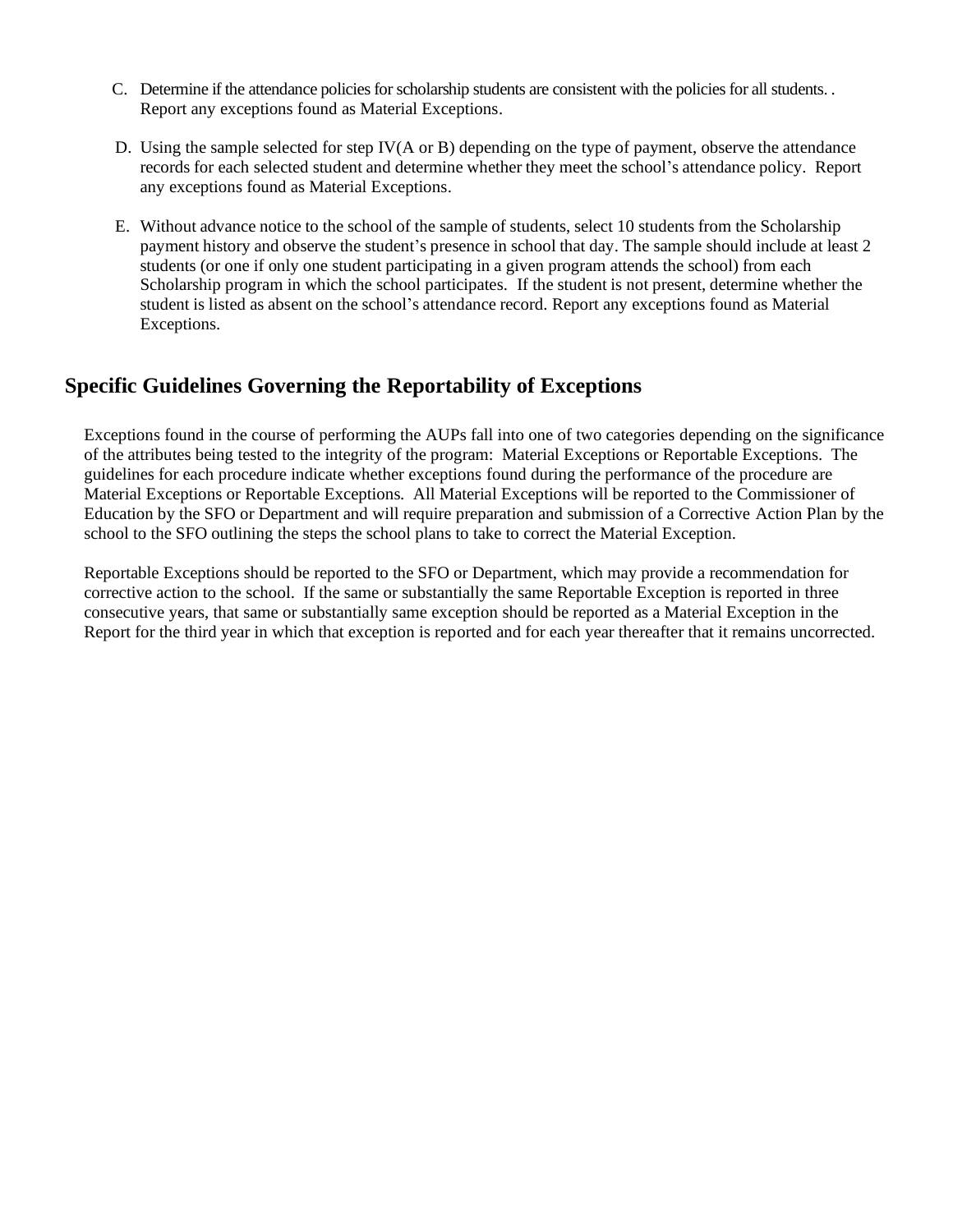C. Determine if the attendance policies for scholarship students are consistent with the policies for all students. . Report any exceptions found as Material Exceptions.

D. Using the sample selected for step IV(A or B) depending on the type of payment, observe the attendance records for each selected student and determine whether they meet the school's attendance policy. Report any exceptions found as Material Exceptions.

E. Without advance notice to the school of the sample of students, select 10 students from the Scholarship payment history and observe the student's presence in school that day. The sample should include at least 2 students (or one if only one student participating in a given program attends the school) from each Scholarship program in which the school participates. If the student is not present, determine whether the student is listed as absent on the school's attendance record. Report any exceptions found as Material Exceptions.

## Specific Guidelines Governing the Reportability of Exceptions

Exceptions found in the course of performing the AUPs fall into one of two categories depending on the significance of the attributes being tested to the integrity of the program: Material Exceptions or Reportable Exceptions. The guidelines for each procedure indicate whether exceptions found during the performance of the procedure are Material Exceptions or Reportable Exceptions. All Material Exceptions will be reported to the Commissioner of Education by the SFO or Department and will require preparation and submission of a Corrective Action Plan by the school to the SFO outlining the steps the school plans to take to correct the Material Exception.

Reportable Exceptions should be reported to the SFO or Department, which may provide a recommendation for corrective action to the school. If the same or substantially the same Reportable Exception is reported in three consecutive years, that same or substantially same exception should be reported as a Material Exception in the Report for the third year in which that exception is reported and for each year thereafter that it remains uncorrected.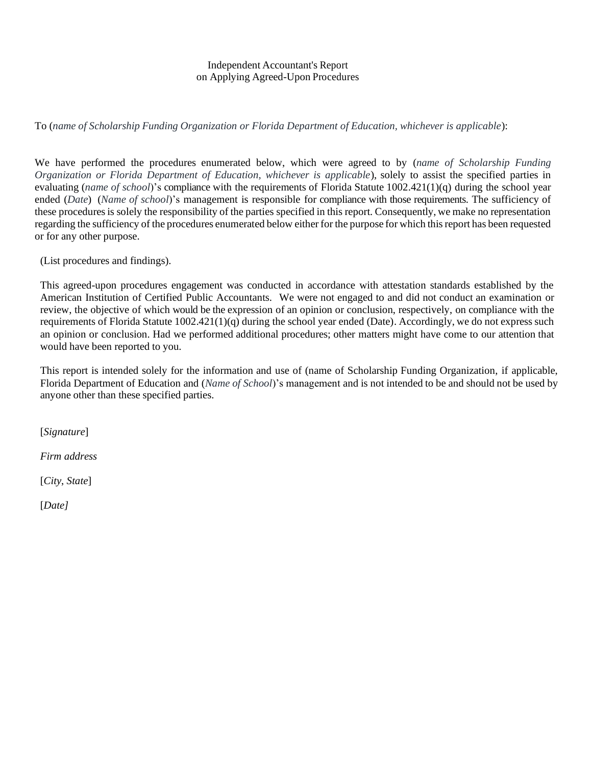Independent Accountant's Report
on Applying Agreed-Upon Procedures

To (*name of Scholarship Funding Organization or Florida Department of Education, whichever is applicable*):

We have performed the procedures enumerated below, which were agreed to by (*name of Scholarship Funding Organization or Florida Department of Education, whichever is applicable*), solely to assist the specified parties in evaluating (*name of school*)'s compliance with the requirements of Florida Statute 1002.421(1)(q) during the school year ended (*Date*) (*Name of school*)'s management is responsible for compliance with those requirements. The sufficiency of these procedures is solely the responsibility of the parties specified in this report. Consequently, we make no representation regarding the sufficiency of the procedures enumerated below either for the purpose for which this report has been requested or for any other purpose.

(List procedures and findings).

This agreed-upon procedures engagement was conducted in accordance with attestation standards established by the American Institution of Certified Public Accountants. We were not engaged to and did not conduct an examination or review, the objective of which would be the expression of an opinion or conclusion, respectively, on compliance with the requirements of Florida Statute 1002.421(1)(q) during the school year ended (Date). Accordingly, we do not express such an opinion or conclusion. Had we performed additional procedures; other matters might have come to our attention that would have been reported to you.

This report is intended solely for the information and use of (name of Scholarship Funding Organization, if applicable, Florida Department of Education and (*Name of School*)'s management and is not intended to be and should not be used by anyone other than these specified parties.

[*Signature*]

*Firm address*

[*City*, *State*]

[*Date]*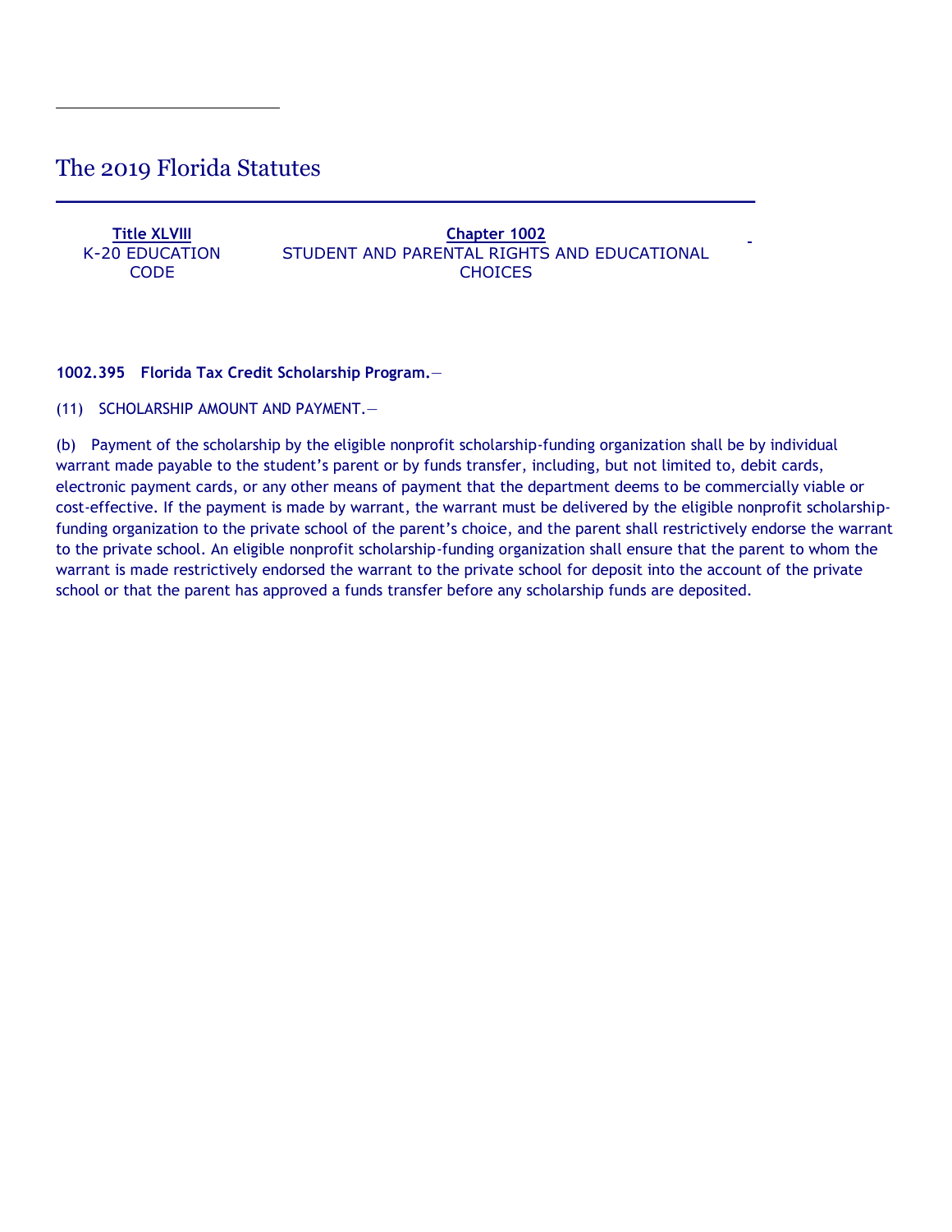# The 2019 Florida Statutes

| Title XLVIII | Chapter 1002 |
|---|---|
| K-20 EDUCATION CODE | STUDENT AND PARENTAL RIGHTS AND EDUCATIONAL CHOICES |

**1002.395 Florida Tax Credit Scholarship Program.**—

(11) SCHOLARSHIP AMOUNT AND PAYMENT.—

(b) Payment of the scholarship by the eligible nonprofit scholarship-funding organization shall be by individual warrant made payable to the student's parent or by funds transfer, including, but not limited to, debit cards, electronic payment cards, or any other means of payment that the department deems to be commercially viable or cost-effective. If the payment is made by warrant, the warrant must be delivered by the eligible nonprofit scholarship-funding organization to the private school of the parent's choice, and the parent shall restrictively endorse the warrant to the private school. An eligible nonprofit scholarship-funding organization shall ensure that the parent to whom the warrant is made restrictively endorsed the warrant to the private school for deposit into the account of the private school or that the parent has approved a funds transfer before any scholarship funds are deposited.